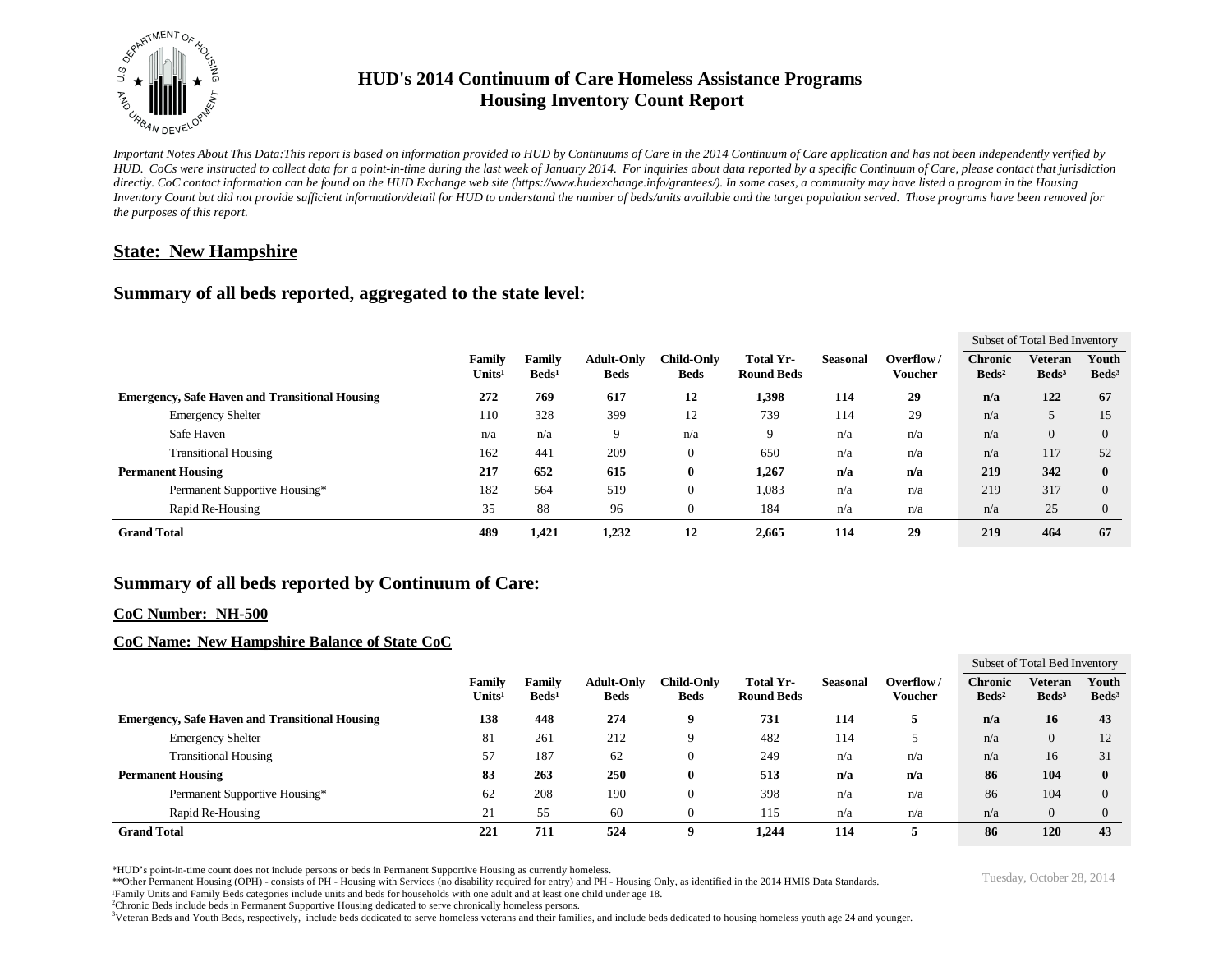# HUD's 2014 Continuum of Care Homeless Assistance Programs
# Housing Inventory Count Report

*Important Notes About This Data:This report is based on information provided to HUD by Continuums of Care in the 2014 Continuum of Care application and has not been independently verified by HUD. CoCs were instructed to collect data for a point-in-time during the last week of January 2014. For inquiries about data reported by a specific Continuum of Care, please contact that jurisdiction directly. CoC contact information can be found on the HUD Exchange web site (https://www.hudexchange.info/grantees/). In some cases, a community may have listed a program in the Housing Inventory Count but did not provide sufficient information/detail for HUD to understand the number of beds/units available and the target population served. Those programs have been removed for the purposes of this report.*

## State: New Hampshire

## Summary of all beds reported, aggregated to the state level:

| | Family Units[1] | Family Beds[1] | Adult-Only Beds | Child-Only Beds | Total Yr-Round Beds | Seasonal | Overflow / Voucher | Subset of Total Bed Inventory: Chronic Beds[2] | Veteran Beds[3] | Youth Beds[3] |
|---|---|---|---|---|---|---|---|---|---|---|
| **Emergency, Safe Haven and Transitional Housing** | **272** | **769** | **617** | **12** | **1,398** | **114** | **29** | **n/a** | **122** | **67** |
| Emergency Shelter | 110 | 328 | 399 | 12 | 739 | 114 | 29 | n/a | 5 | 15 |
| Safe Haven | n/a | n/a | 9 | n/a | 9 | n/a | n/a | n/a | 0 | 0 |
| Transitional Housing | 162 | 441 | 209 | 0 | 650 | n/a | n/a | n/a | 117 | 52 |
| **Permanent Housing** | **217** | **652** | **615** | **0** | **1,267** | **n/a** | **n/a** | **219** | **342** | **0** |
| Permanent Supportive Housing* | 182 | 564 | 519 | 0 | 1,083 | n/a | n/a | 219 | 317 | 0 |
| Rapid Re-Housing | 35 | 88 | 96 | 0 | 184 | n/a | n/a | n/a | 25 | 0 |
| **Grand Total** | **489** | **1,421** | **1,232** | **12** | **2,665** | **114** | **29** | **219** | **464** | **67** |

## Summary of all beds reported by Continuum of Care:

### CoC Number: NH-500

### CoC Name: New Hampshire Balance of State CoC

| | Family Units[1] | Family Beds[1] | Adult-Only Beds | Child-Only Beds | Total Yr-Round Beds | Seasonal | Overflow / Voucher | Subset of Total Bed Inventory: Chronic Beds[2] | Veteran Beds[3] | Youth Beds[3] |
|---|---|---|---|---|---|---|---|---|---|---|
| **Emergency, Safe Haven and Transitional Housing** | **138** | **448** | **274** | **9** | **731** | **114** | **5** | **n/a** | **16** | **43** |
| Emergency Shelter | 81 | 261 | 212 | 9 | 482 | 114 | 5 | n/a | 0 | 12 |
| Transitional Housing | 57 | 187 | 62 | 0 | 249 | n/a | n/a | n/a | 16 | 31 |
| **Permanent Housing** | **83** | **263** | **250** | **0** | **513** | **n/a** | **n/a** | **86** | **104** | **0** |
| Permanent Supportive Housing* | 62 | 208 | 190 | 0 | 398 | n/a | n/a | 86 | 104 | 0 |
| Rapid Re-Housing | 21 | 55 | 60 | 0 | 115 | n/a | n/a | n/a | 0 | 0 |
| **Grand Total** | **221** | **711** | **524** | **9** | **1,244** | **114** | **5** | **86** | **120** | **43** |

*HUD's point-in-time count does not include persons or beds in Permanent Supportive Housing as currently homeless.
**Other Permanent Housing (OPH) - consists of PH - Housing with Services (no disability required for entry) and PH - Housing Only, as identified in the 2014 HMIS Data Standards.
[1]Family Units and Family Beds categories include units and beds for households with one adult and at least one child under age 18.
[2]Chronic Beds include beds in Permanent Supportive Housing dedicated to serve chronically homeless persons.
[3]Veteran Beds and Youth Beds, respectively, include beds dedicated to serve homeless veterans and their families, and include beds dedicated to housing homeless youth age 24 and younger.

Tuesday, October 28, 2014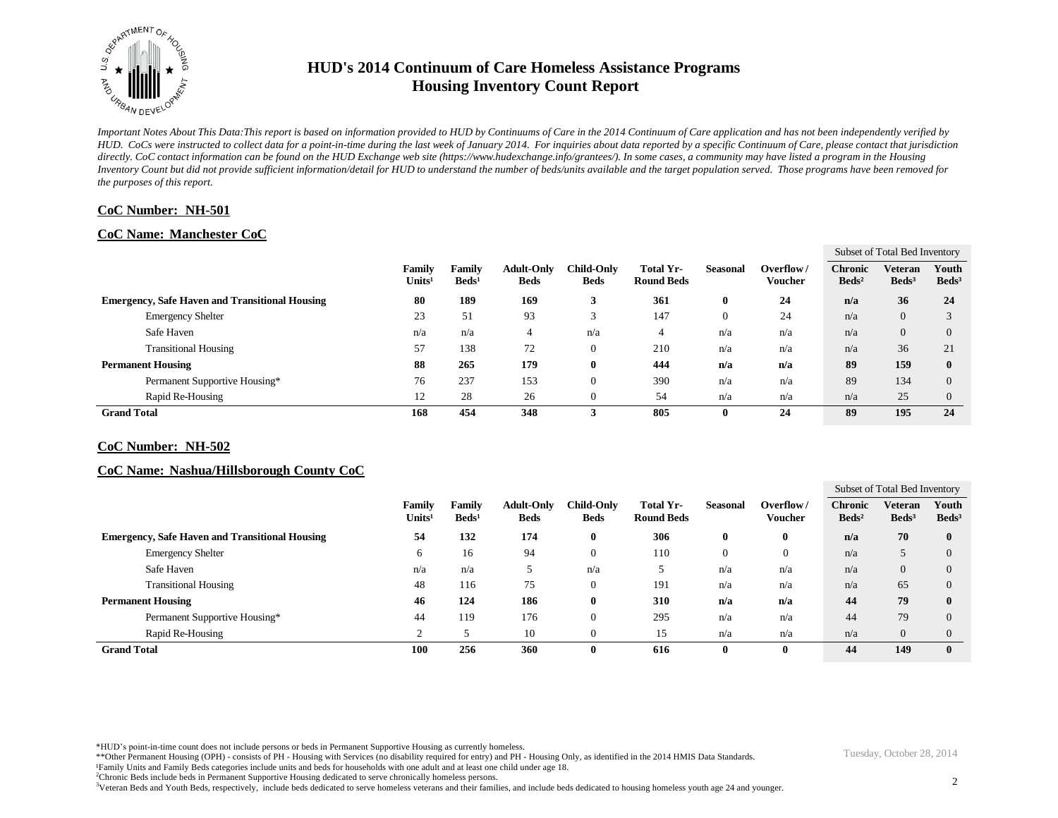# HUD's 2014 Continuum of Care Homeless Assistance Programs
# Housing Inventory Count Report

*Important Notes About This Data:This report is based on information provided to HUD by Continuums of Care in the 2014 Continuum of Care application and has not been independently verified by HUD. CoCs were instructed to collect data for a point-in-time during the last week of January 2014. For inquiries about data reported by a specific Continuum of Care, please contact that jurisdiction directly. CoC contact information can be found on the HUD Exchange web site (https://www.hudexchange.info/grantees/). In some cases, a community may have listed a program in the Housing Inventory Count but did not provide sufficient information/detail for HUD to understand the number of beds/units available and the target population served. Those programs have been removed for the purposes of this report.*

**CoC Number: NH-501**

**CoC Name: Manchester CoC**

| | Family Units[1] | Family Beds[1] | Adult-Only Beds | Child-Only Beds | Total Yr-Round Beds | Seasonal | Overflow / Voucher | Subset of Total Bed Inventory: Chronic Beds[2] | Veteran Beds[3] | Youth Beds[3] |
|---|---|---|---|---|---|---|---|---|---|---|
| **Emergency, Safe Haven and Transitional Housing** | **80** | **189** | **169** | **3** | **361** | **0** | **24** | **n/a** | **36** | **24** |
| Emergency Shelter | 23 | 51 | 93 | 3 | 147 | 0 | 24 | n/a | 0 | 3 |
| Safe Haven | n/a | n/a | 4 | n/a | 4 | n/a | n/a | n/a | 0 | 0 |
| Transitional Housing | 57 | 138 | 72 | 0 | 210 | n/a | n/a | n/a | 36 | 21 |
| **Permanent Housing** | **88** | **265** | **179** | **0** | **444** | **n/a** | **n/a** | **89** | **159** | **0** |
| Permanent Supportive Housing* | 76 | 237 | 153 | 0 | 390 | n/a | n/a | 89 | 134 | 0 |
| Rapid Re-Housing | 12 | 28 | 26 | 0 | 54 | n/a | n/a | n/a | 25 | 0 |
| **Grand Total** | **168** | **454** | **348** | **3** | **805** | **0** | **24** | **89** | **195** | **24** |

**CoC Number: NH-502**

**CoC Name: Nashua/Hillsborough County CoC**

| | Family Units[1] | Family Beds[1] | Adult-Only Beds | Child-Only Beds | Total Yr-Round Beds | Seasonal | Overflow / Voucher | Subset of Total Bed Inventory: Chronic Beds[2] | Veteran Beds[3] | Youth Beds[3] |
|---|---|---|---|---|---|---|---|---|---|---|
| **Emergency, Safe Haven and Transitional Housing** | **54** | **132** | **174** | **0** | **306** | **0** | **0** | **n/a** | **70** | **0** |
| Emergency Shelter | 6 | 16 | 94 | 0 | 110 | 0 | 0 | n/a | 5 | 0 |
| Safe Haven | n/a | n/a | 5 | n/a | 5 | n/a | n/a | n/a | 0 | 0 |
| Transitional Housing | 48 | 116 | 75 | 0 | 191 | n/a | n/a | n/a | 65 | 0 |
| **Permanent Housing** | **46** | **124** | **186** | **0** | **310** | **n/a** | **n/a** | **44** | **79** | **0** |
| Permanent Supportive Housing* | 44 | 119 | 176 | 0 | 295 | n/a | n/a | 44 | 79 | 0 |
| Rapid Re-Housing | 2 | 5 | 10 | 0 | 15 | n/a | n/a | n/a | 0 | 0 |
| **Grand Total** | **100** | **256** | **360** | **0** | **616** | **0** | **0** | **44** | **149** | **0** |

*HUD's point-in-time count does not include persons or beds in Permanent Supportive Housing as currently homeless.

**Other Permanent Housing (OPH) - consists of PH - Housing with Services (no disability required for entry) and PH - Housing Only, as identified in the 2014 HMIS Data Standards.

[1]Family Units and Family Beds categories include units and beds for households with one adult and at least one child under age 18.

[2]Chronic Beds include beds in Permanent Supportive Housing dedicated to serve chronically homeless persons.

[3]Veteran Beds and Youth Beds, respectively, include beds dedicated to serve homeless veterans and their families, and include beds dedicated to housing homeless youth age 24 and younger.

Tuesday, October 28, 2014